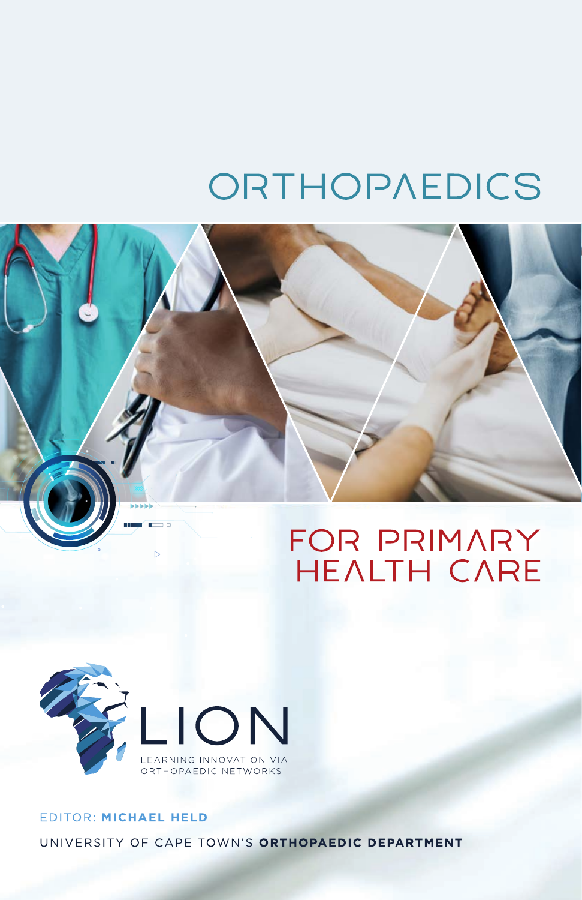# ORTHOPAEDICS

## FOR PRIMARY HEALTH CARE

LION

LEARNING INNOVATION VIA ORTHOPAEDIC NETWORKS

EDITOR: **MICHAEL HELD**

UNIVERSITY OF CAPE TOWN'S **ORTHOPAEDIC DEPARTMENT**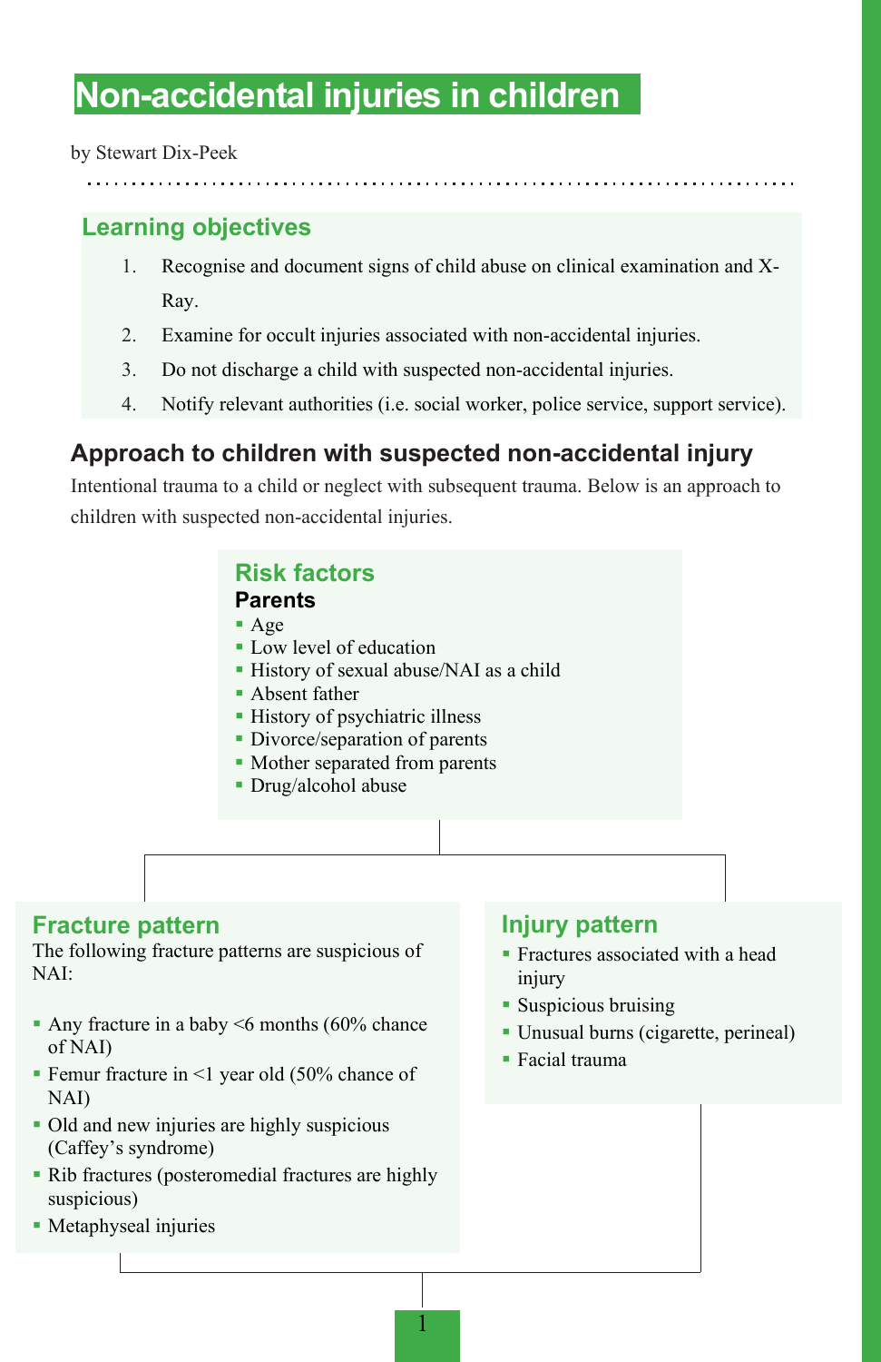# Non-accidental injuries in children

by Stewart Dix-Peek

## Learning objectives

1. Recognise and document signs of child abuse on clinical examination and X-Ray.
2. Examine for occult injuries associated with non-accidental injuries.
3. Do not discharge a child with suspected non-accidental injuries.
4. Notify relevant authorities (i.e. social worker, police service, support service).

## Approach to children with suspected non-accidental injury

Intentional trauma to a child or neglect with subsequent trauma. Below is an approach to children with suspected non-accidental injuries.

### Risk factors

**Parents**

- Age
- Low level of education
- History of sexual abuse/NAI as a child
- Absent father
- History of psychiatric illness
- Divorce/separation of parents
- Mother separated from parents
- Drug/alcohol abuse

### Fracture pattern

The following fracture patterns are suspicious of NAI:

- Any fracture in a baby <6 months (60% chance of NAI)
- Femur fracture in <1 year old (50% chance of NAI)
- Old and new injuries are highly suspicious (Caffey's syndrome)
- Rib fractures (posteromedial fractures are highly suspicious)
- Metaphyseal injuries

### Injury pattern

- Fractures associated with a head injury
- Suspicious bruising
- Unusual burns (cigarette, perineal)
- Facial trauma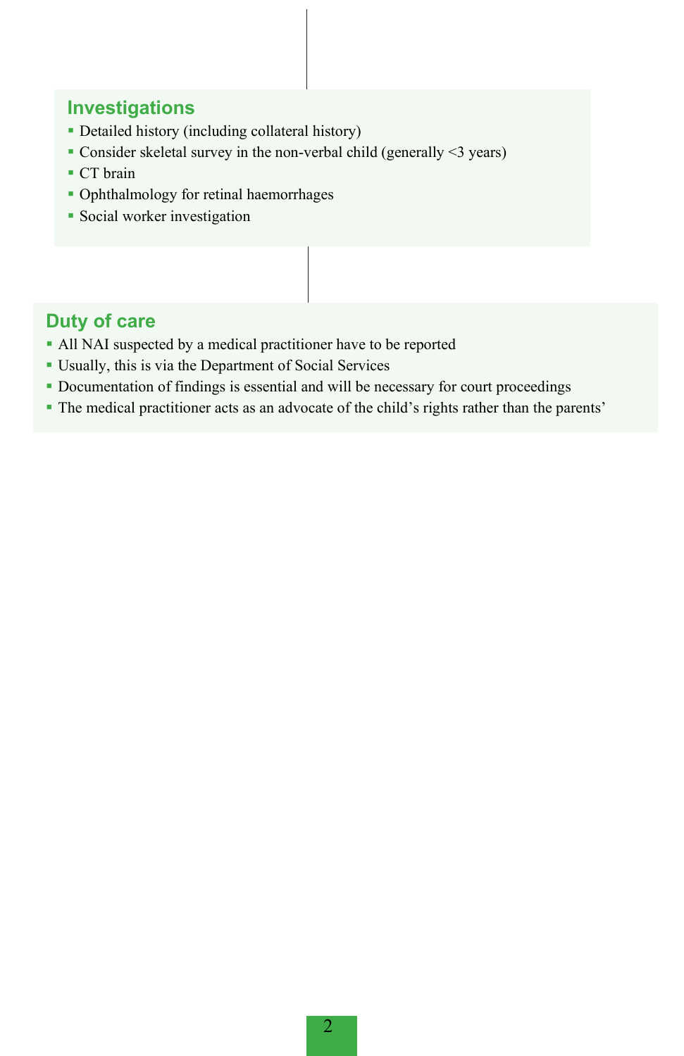## Investigations

- Detailed history (including collateral history)
- Consider skeletal survey in the non-verbal child (generally <3 years)
- CT brain
- Ophthalmology for retinal haemorrhages
- Social worker investigation

## Duty of care

- All NAI suspected by a medical practitioner have to be reported
- Usually, this is via the Department of Social Services
- Documentation of findings is essential and will be necessary for court proceedings
- The medical practitioner acts as an advocate of the child's rights rather than the parents'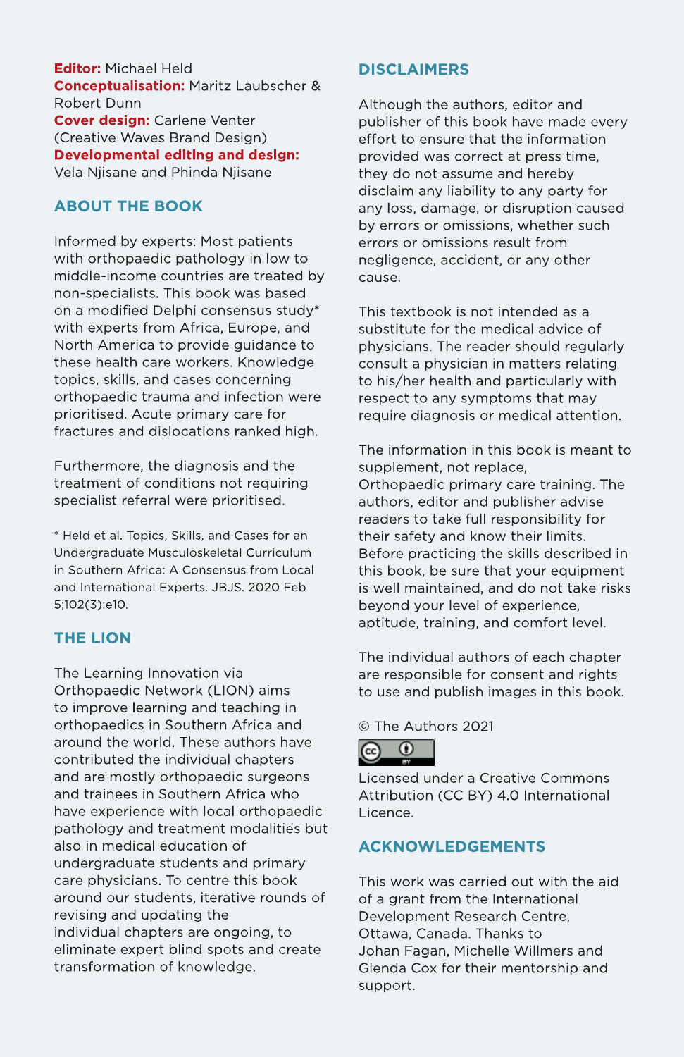**Editor:** Michael Held
**Conceptualisation:** Maritz Laubscher & Robert Dunn
**Cover design:** Carlene Venter (Creative Waves Brand Design)
**Developmental editing and design:** Vela Njisane and Phinda Njisane

## ABOUT THE BOOK

Informed by experts: Most patients with orthopaedic pathology in low to middle-income countries are treated by non-specialists. This book was based on a modified Delphi consensus study* with experts from Africa, Europe, and North America to provide guidance to these health care workers. Knowledge topics, skills, and cases concerning orthopaedic trauma and infection were prioritised. Acute primary care for fractures and dislocations ranked high.

Furthermore, the diagnosis and the treatment of conditions not requiring specialist referral were prioritised.

* Held et al. Topics, Skills, and Cases for an Undergraduate Musculoskeletal Curriculum in Southern Africa: A Consensus from Local and International Experts. JBJS. 2020 Feb 5;102(3):e10.

## THE LION

The Learning Innovation via Orthopaedic Network (LION) aims to improve learning and teaching in orthopaedics in Southern Africa and around the world. These authors have contributed the individual chapters and are mostly orthopaedic surgeons and trainees in Southern Africa who have experience with local orthopaedic pathology and treatment modalities but also in medical education of undergraduate students and primary care physicians. To centre this book around our students, iterative rounds of revising and updating the individual chapters are ongoing, to eliminate expert blind spots and create transformation of knowledge.

## DISCLAIMERS

Although the authors, editor and publisher of this book have made every effort to ensure that the information provided was correct at press time, they do not assume and hereby disclaim any liability to any party for any loss, damage, or disruption caused by errors or omissions, whether such errors or omissions result from negligence, accident, or any other cause.

This textbook is not intended as a substitute for the medical advice of physicians. The reader should regularly consult a physician in matters relating to his/her health and particularly with respect to any symptoms that may require diagnosis or medical attention.

The information in this book is meant to supplement, not replace, Orthopaedic primary care training. The authors, editor and publisher advise readers to take full responsibility for their safety and know their limits. Before practicing the skills described in this book, be sure that your equipment is well maintained, and do not take risks beyond your level of experience, aptitude, training, and comfort level.

The individual authors of each chapter are responsible for consent and rights to use and publish images in this book.

© The Authors 2021

Licensed under a Creative Commons Attribution (CC BY) 4.0 International Licence.

## ACKNOWLEDGEMENTS

This work was carried out with the aid of a grant from the International Development Research Centre, Ottawa, Canada. Thanks to Johan Fagan, Michelle Willmers and Glenda Cox for their mentorship and support.